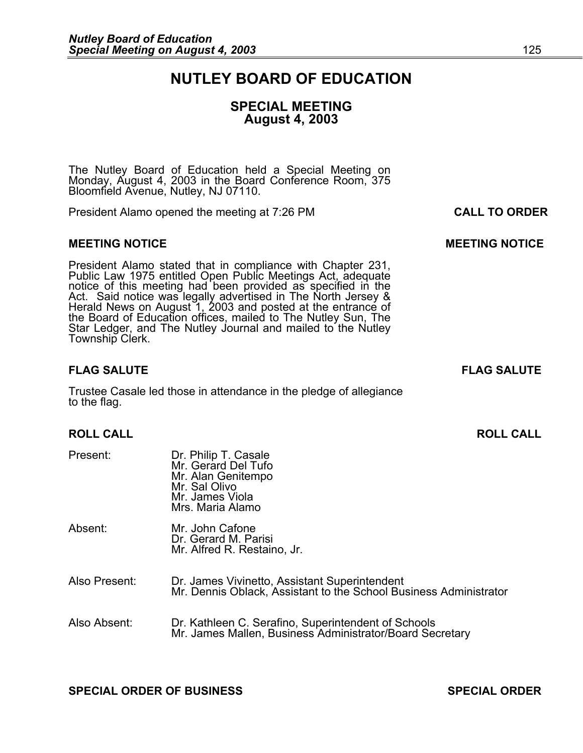# NUTLEY BOARD OF EDUCATION

## SPECIAL MEETING
## August 4, 2003

The Nutley Board of Education held a Special Meeting on Monday, August 4, 2003 in the Board Conference Room, 375 Bloomfield Avenue, Nutley, NJ 07110.

President Alamo opened the meeting at 7:26 PM **CALL TO ORDER**

### MEETING NOTICE

**MEETING NOTICE**

President Alamo stated that in compliance with Chapter 231, Public Law 1975 entitled Open Public Meetings Act, adequate notice of this meeting had been provided as specified in the Act. Said notice was legally advertised in The North Jersey & Herald News on August 1, 2003 and posted at the entrance of the Board of Education offices, mailed to The Nutley Sun, The Star Ledger, and The Nutley Journal and mailed to the Nutley Township Clerk.

### FLAG SALUTE

**FLAG SALUTE**

Trustee Casale led those in attendance in the pledge of allegiance to the flag.

### ROLL CALL

**ROLL CALL**

Present:
- Dr. Philip T. Casale
- Mr. Gerard Del Tufo
- Mr. Alan Genitempo
- Mr. Sal Olivo
- Mr. James Viola
- Mrs. Maria Alamo

Absent:
- Mr. John Cafone
- Dr. Gerard M. Parisi
- Mr. Alfred R. Restaino, Jr.

Also Present:
- Dr. James Vivinetto, Assistant Superintendent
- Mr. Dennis Oblack, Assistant to the School Business Administrator

Also Absent:
- Dr. Kathleen C. Serafino, Superintendent of Schools
- Mr. James Mallen, Business Administrator/Board Secretary

### SPECIAL ORDER OF BUSINESS

**SPECIAL ORDER**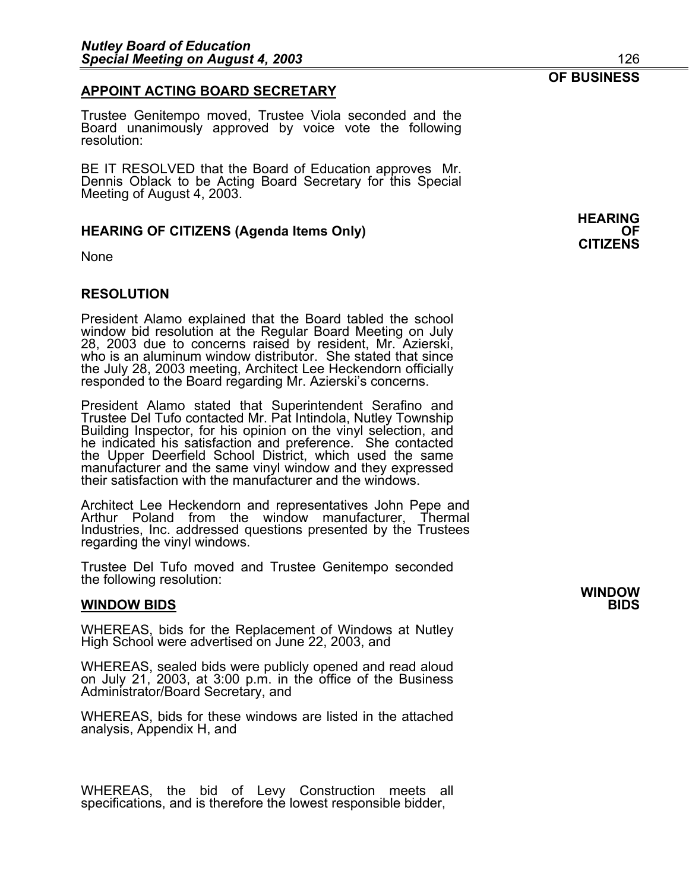OF BUSINESS

## APPOINT ACTING BOARD SECRETARY

Trustee Genitempo moved, Trustee Viola seconded and the Board unanimously approved by voice vote the following resolution:

BE IT RESOLVED that the Board of Education approves Mr. Dennis Oblack to be Acting Board Secretary for this Special Meeting of August 4, 2003.

## HEARING OF CITIZENS (Agenda Items Only)

**HEARING OF CITIZENS**

None

## RESOLUTION

President Alamo explained that the Board tabled the school window bid resolution at the Regular Board Meeting on July 28, 2003 due to concerns raised by resident, Mr. Azierski, who is an aluminum window distributor. She stated that since the July 28, 2003 meeting, Architect Lee Heckendorn officially responded to the Board regarding Mr. Azierski's concerns.

President Alamo stated that Superintendent Serafino and Trustee Del Tufo contacted Mr. Pat Intindola, Nutley Township Building Inspector, for his opinion on the vinyl selection, and he indicated his satisfaction and preference. She contacted the Upper Deerfield School District, which used the same manufacturer and the same vinyl window and they expressed their satisfaction with the manufacturer and the windows.

Architect Lee Heckendorn and representatives John Pepe and Arthur Poland from the window manufacturer, Thermal Industries, Inc. addressed questions presented by the Trustees regarding the vinyl windows.

Trustee Del Tufo moved and Trustee Genitempo seconded the following resolution:

## WINDOW BIDS

**WINDOW BIDS**

WHEREAS, bids for the Replacement of Windows at Nutley High School were advertised on June 22, 2003, and

WHEREAS, sealed bids were publicly opened and read aloud on July 21, 2003, at 3:00 p.m. in the office of the Business Administrator/Board Secretary, and

WHEREAS, bids for these windows are listed in the attached analysis, Appendix H, and

WHEREAS, the bid of Levy Construction meets all specifications, and is therefore the lowest responsible bidder,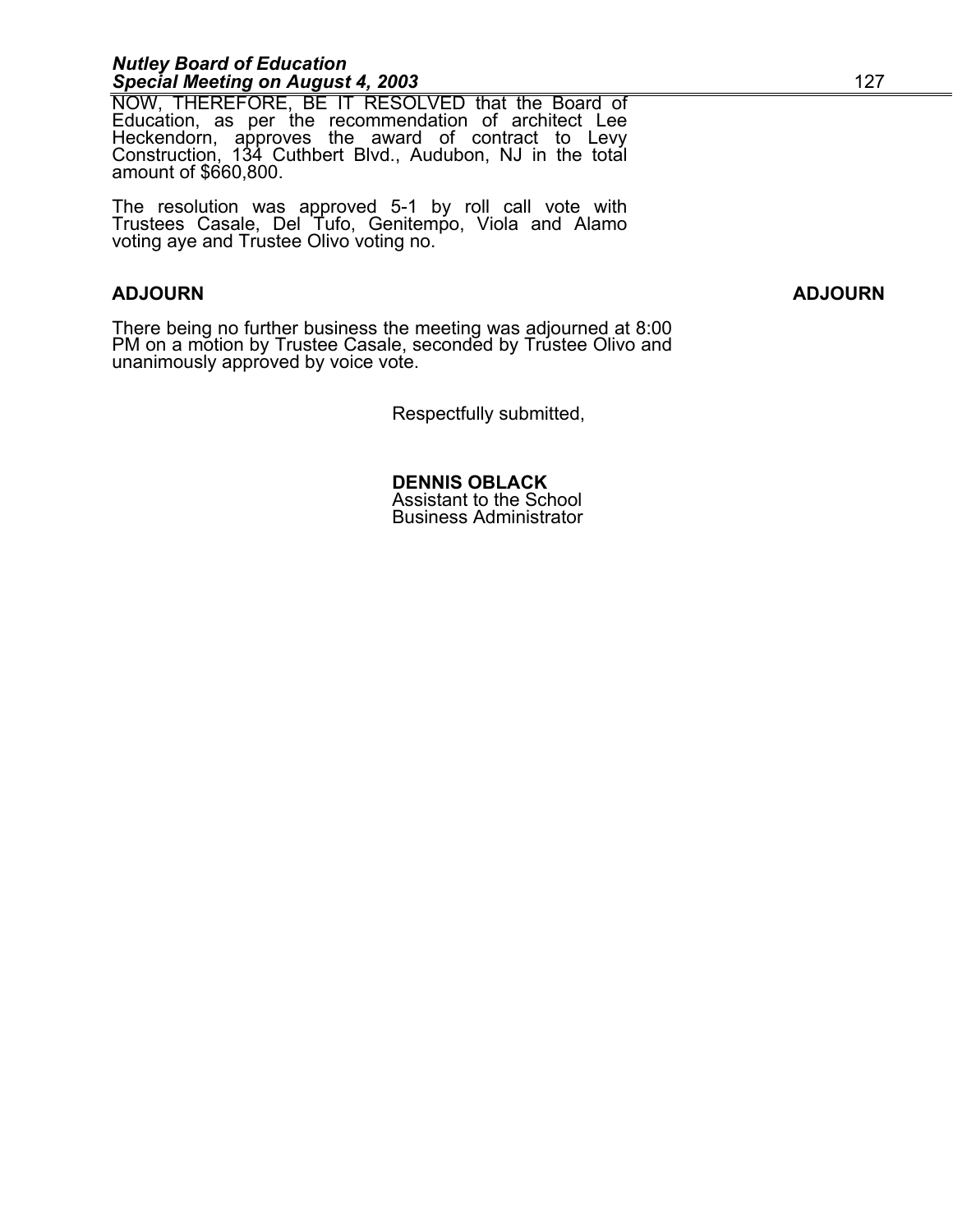NOW, THEREFORE, BE IT RESOLVED that the Board of Education, as per the recommendation of architect Lee Heckendorn, approves the award of contract to Levy Construction, 134 Cuthbert Blvd., Audubon, NJ in the total amount of $660,800.

The resolution was approved 5-1 by roll call vote with Trustees Casale, Del Tufo, Genitempo, Viola and Alamo voting aye and Trustee Olivo voting no.

**ADJOURN** **ADJOURN**

There being no further business the meeting was adjourned at 8:00 PM on a motion by Trustee Casale, seconded by Trustee Olivo and unanimously approved by voice vote.

Respectfully submitted,

**DENNIS OBLACK**
Assistant to the School
Business Administrator